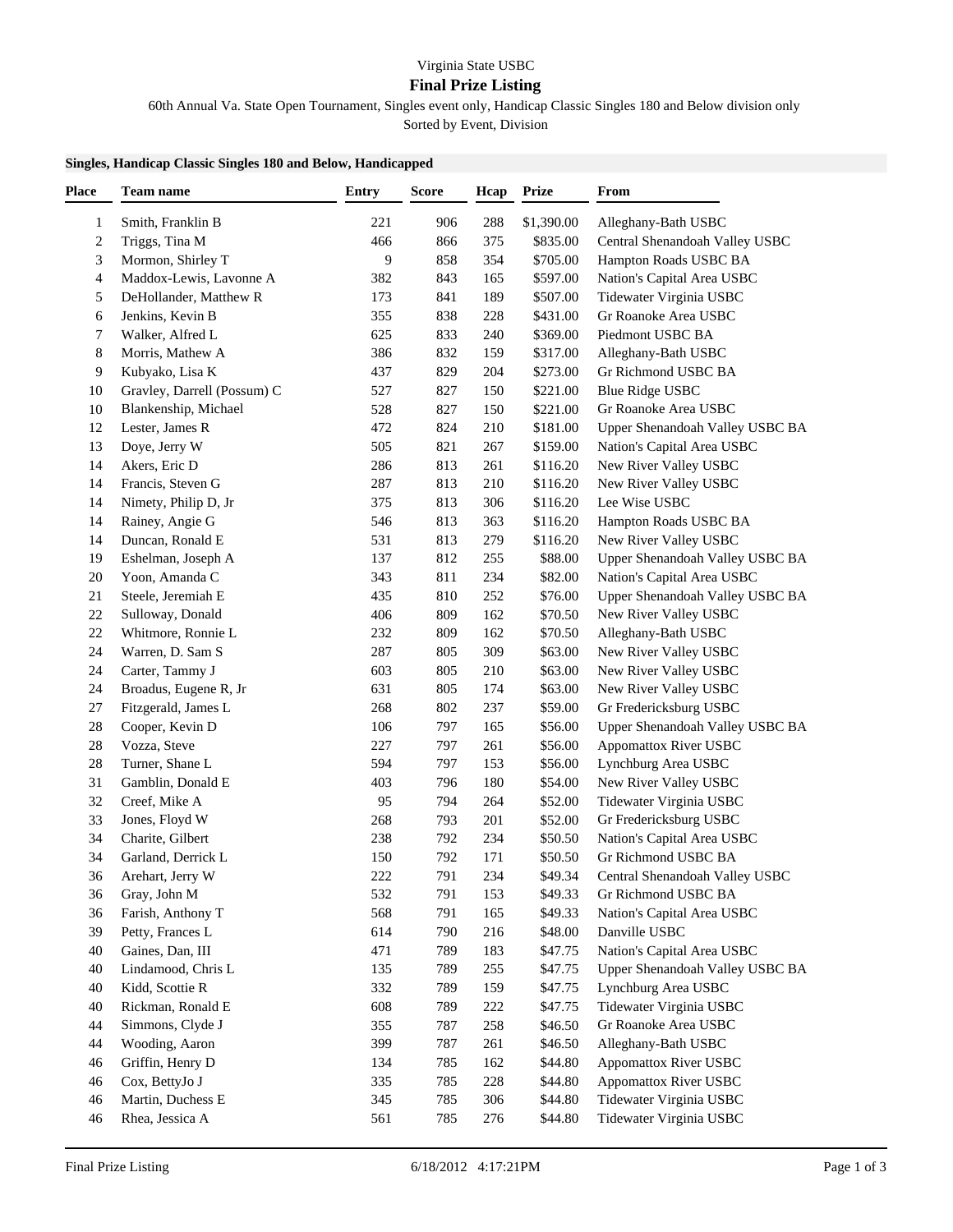Virginia State USBC

## Final Prize Listing

60th Annual Va. State Open Tournament, Singles event only, Handicap Classic Singles 180 and Below division only

Sorted by Event, Division

### Singles, Handicap Classic Singles 180 and Below, Handicapped

| Place | Team name | Entry | Score | Hcap | Prize | From |
|---|---|---|---|---|---|---|
| 1 | Smith, Franklin B | 221 | 906 | 288 | $1,390.00 | Alleghany-Bath USBC |
| 2 | Triggs, Tina M | 466 | 866 | 375 | $835.00 | Central Shenandoah Valley USBC |
| 3 | Mormon, Shirley T | 9 | 858 | 354 | $705.00 | Hampton Roads USBC BA |
| 4 | Maddox-Lewis, Lavonne A | 382 | 843 | 165 | $597.00 | Nation's Capital Area USBC |
| 5 | DeHollander, Matthew R | 173 | 841 | 189 | $507.00 | Tidewater Virginia USBC |
| 6 | Jenkins, Kevin B | 355 | 838 | 228 | $431.00 | Gr Roanoke Area USBC |
| 7 | Walker, Alfred L | 625 | 833 | 240 | $369.00 | Piedmont USBC BA |
| 8 | Morris, Mathew A | 386 | 832 | 159 | $317.00 | Alleghany-Bath USBC |
| 9 | Kubyako, Lisa K | 437 | 829 | 204 | $273.00 | Gr Richmond USBC BA |
| 10 | Gravley, Darrell (Possum) C | 527 | 827 | 150 | $221.00 | Blue Ridge USBC |
| 10 | Blankenship, Michael | 528 | 827 | 150 | $221.00 | Gr Roanoke Area USBC |
| 12 | Lester, James R | 472 | 824 | 210 | $181.00 | Upper Shenandoah Valley USBC BA |
| 13 | Doye, Jerry W | 505 | 821 | 267 | $159.00 | Nation's Capital Area USBC |
| 14 | Akers, Eric D | 286 | 813 | 261 | $116.20 | New River Valley USBC |
| 14 | Francis, Steven G | 287 | 813 | 210 | $116.20 | New River Valley USBC |
| 14 | Nimety, Philip D, Jr | 375 | 813 | 306 | $116.20 | Lee Wise USBC |
| 14 | Rainey, Angie G | 546 | 813 | 363 | $116.20 | Hampton Roads USBC BA |
| 14 | Duncan, Ronald E | 531 | 813 | 279 | $116.20 | New River Valley USBC |
| 19 | Eshelman, Joseph A | 137 | 812 | 255 | $88.00 | Upper Shenandoah Valley USBC BA |
| 20 | Yoon, Amanda C | 343 | 811 | 234 | $82.00 | Nation's Capital Area USBC |
| 21 | Steele, Jeremiah E | 435 | 810 | 252 | $76.00 | Upper Shenandoah Valley USBC BA |
| 22 | Sulloway, Donald | 406 | 809 | 162 | $70.50 | New River Valley USBC |
| 22 | Whitmore, Ronnie L | 232 | 809 | 162 | $70.50 | Alleghany-Bath USBC |
| 24 | Warren, D. Sam S | 287 | 805 | 309 | $63.00 | New River Valley USBC |
| 24 | Carter, Tammy J | 603 | 805 | 210 | $63.00 | New River Valley USBC |
| 24 | Broadus, Eugene R, Jr | 631 | 805 | 174 | $63.00 | New River Valley USBC |
| 27 | Fitzgerald, James L | 268 | 802 | 237 | $59.00 | Gr Fredericksburg USBC |
| 28 | Cooper, Kevin D | 106 | 797 | 165 | $56.00 | Upper Shenandoah Valley USBC BA |
| 28 | Vozza, Steve | 227 | 797 | 261 | $56.00 | Appomattox River USBC |
| 28 | Turner, Shane L | 594 | 797 | 153 | $56.00 | Lynchburg Area USBC |
| 31 | Gamblin, Donald E | 403 | 796 | 180 | $54.00 | New River Valley USBC |
| 32 | Creef, Mike A | 95 | 794 | 264 | $52.00 | Tidewater Virginia USBC |
| 33 | Jones, Floyd W | 268 | 793 | 201 | $52.00 | Gr Fredericksburg USBC |
| 34 | Charite, Gilbert | 238 | 792 | 234 | $50.50 | Nation's Capital Area USBC |
| 34 | Garland, Derrick L | 150 | 792 | 171 | $50.50 | Gr Richmond USBC BA |
| 36 | Arehart, Jerry W | 222 | 791 | 234 | $49.34 | Central Shenandoah Valley USBC |
| 36 | Gray, John M | 532 | 791 | 153 | $49.33 | Gr Richmond USBC BA |
| 36 | Farish, Anthony T | 568 | 791 | 165 | $49.33 | Nation's Capital Area USBC |
| 39 | Petty, Frances L | 614 | 790 | 216 | $48.00 | Danville USBC |
| 40 | Gaines, Dan, III | 471 | 789 | 183 | $47.75 | Nation's Capital Area USBC |
| 40 | Lindamood, Chris L | 135 | 789 | 255 | $47.75 | Upper Shenandoah Valley USBC BA |
| 40 | Kidd, Scottie R | 332 | 789 | 159 | $47.75 | Lynchburg Area USBC |
| 40 | Rickman, Ronald E | 608 | 789 | 222 | $47.75 | Tidewater Virginia USBC |
| 44 | Simmons, Clyde J | 355 | 787 | 258 | $46.50 | Gr Roanoke Area USBC |
| 44 | Wooding, Aaron | 399 | 787 | 261 | $46.50 | Alleghany-Bath USBC |
| 46 | Griffin, Henry D | 134 | 785 | 162 | $44.80 | Appomattox River USBC |
| 46 | Cox, BettyJo J | 335 | 785 | 228 | $44.80 | Appomattox River USBC |
| 46 | Martin, Duchess E | 345 | 785 | 306 | $44.80 | Tidewater Virginia USBC |
| 46 | Rhea, Jessica A | 561 | 785 | 276 | $44.80 | Tidewater Virginia USBC |

Final Prize Listing 6/18/2012 4:17:21PM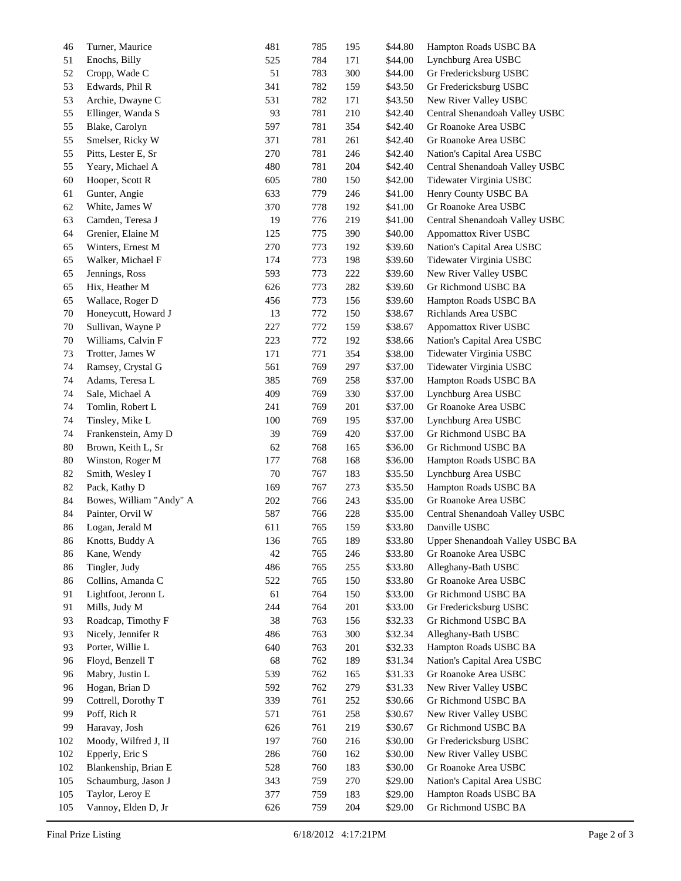| | | | | | | |
|---|---|---|---|---|---|---|
| 46 | Turner, Maurice | 481 | 785 | 195 | $44.80 | Hampton Roads USBC BA |
| 51 | Enochs, Billy | 525 | 784 | 171 | $44.00 | Lynchburg Area USBC |
| 52 | Cropp, Wade C | 51 | 783 | 300 | $44.00 | Gr Fredericksburg USBC |
| 53 | Edwards, Phil R | 341 | 782 | 159 | $43.50 | Gr Fredericksburg USBC |
| 53 | Archie, Dwayne C | 531 | 782 | 171 | $43.50 | New River Valley USBC |
| 55 | Ellinger, Wanda S | 93 | 781 | 210 | $42.40 | Central Shenandoah Valley USBC |
| 55 | Blake, Carolyn | 597 | 781 | 354 | $42.40 | Gr Roanoke Area USBC |
| 55 | Smelser, Ricky W | 371 | 781 | 261 | $42.40 | Gr Roanoke Area USBC |
| 55 | Pitts, Lester E, Sr | 270 | 781 | 246 | $42.40 | Nation's Capital Area USBC |
| 55 | Yeary, Michael A | 480 | 781 | 204 | $42.40 | Central Shenandoah Valley USBC |
| 60 | Hooper, Scott R | 605 | 780 | 150 | $42.00 | Tidewater Virginia USBC |
| 61 | Gunter, Angie | 633 | 779 | 246 | $41.00 | Henry County USBC BA |
| 62 | White, James W | 370 | 778 | 192 | $41.00 | Gr Roanoke Area USBC |
| 63 | Camden, Teresa J | 19 | 776 | 219 | $41.00 | Central Shenandoah Valley USBC |
| 64 | Grenier, Elaine M | 125 | 775 | 390 | $40.00 | Appomattox River USBC |
| 65 | Winters, Ernest M | 270 | 773 | 192 | $39.60 | Nation's Capital Area USBC |
| 65 | Walker, Michael F | 174 | 773 | 198 | $39.60 | Tidewater Virginia USBC |
| 65 | Jennings, Ross | 593 | 773 | 222 | $39.60 | New River Valley USBC |
| 65 | Hix, Heather M | 626 | 773 | 282 | $39.60 | Gr Richmond USBC BA |
| 65 | Wallace, Roger D | 456 | 773 | 156 | $39.60 | Hampton Roads USBC BA |
| 70 | Honeycutt, Howard J | 13 | 772 | 150 | $38.67 | Richlands Area USBC |
| 70 | Sullivan, Wayne P | 227 | 772 | 159 | $38.67 | Appomattox River USBC |
| 70 | Williams, Calvin F | 223 | 772 | 192 | $38.66 | Nation's Capital Area USBC |
| 73 | Trotter, James W | 171 | 771 | 354 | $38.00 | Tidewater Virginia USBC |
| 74 | Ramsey, Crystal G | 561 | 769 | 297 | $37.00 | Tidewater Virginia USBC |
| 74 | Adams, Teresa L | 385 | 769 | 258 | $37.00 | Hampton Roads USBC BA |
| 74 | Sale, Michael A | 409 | 769 | 330 | $37.00 | Lynchburg Area USBC |
| 74 | Tomlin, Robert L | 241 | 769 | 201 | $37.00 | Gr Roanoke Area USBC |
| 74 | Tinsley, Mike L | 100 | 769 | 195 | $37.00 | Lynchburg Area USBC |
| 74 | Frankenstein, Amy D | 39 | 769 | 420 | $37.00 | Gr Richmond USBC BA |
| 80 | Brown, Keith L, Sr | 62 | 768 | 165 | $36.00 | Gr Richmond USBC BA |
| 80 | Winston, Roger M | 177 | 768 | 168 | $36.00 | Hampton Roads USBC BA |
| 82 | Smith, Wesley I | 70 | 767 | 183 | $35.50 | Lynchburg Area USBC |
| 82 | Pack, Kathy D | 169 | 767 | 273 | $35.50 | Hampton Roads USBC BA |
| 84 | Bowes, William "Andy" A | 202 | 766 | 243 | $35.00 | Gr Roanoke Area USBC |
| 84 | Painter, Orvil W | 587 | 766 | 228 | $35.00 | Central Shenandoah Valley USBC |
| 86 | Logan, Jerald M | 611 | 765 | 159 | $33.80 | Danville USBC |
| 86 | Knotts, Buddy A | 136 | 765 | 189 | $33.80 | Upper Shenandoah Valley USBC BA |
| 86 | Kane, Wendy | 42 | 765 | 246 | $33.80 | Gr Roanoke Area USBC |
| 86 | Tingler, Judy | 486 | 765 | 255 | $33.80 | Alleghany-Bath USBC |
| 86 | Collins, Amanda C | 522 | 765 | 150 | $33.80 | Gr Roanoke Area USBC |
| 91 | Lightfoot, Jeronn L | 61 | 764 | 150 | $33.00 | Gr Richmond USBC BA |
| 91 | Mills, Judy M | 244 | 764 | 201 | $33.00 | Gr Fredericksburg USBC |
| 93 | Roadcap, Timothy F | 38 | 763 | 156 | $32.33 | Gr Richmond USBC BA |
| 93 | Nicely, Jennifer R | 486 | 763 | 300 | $32.34 | Alleghany-Bath USBC |
| 93 | Porter, Willie L | 640 | 763 | 201 | $32.33 | Hampton Roads USBC BA |
| 96 | Floyd, Benzell T | 68 | 762 | 189 | $31.34 | Nation's Capital Area USBC |
| 96 | Mabry, Justin L | 539 | 762 | 165 | $31.33 | Gr Roanoke Area USBC |
| 96 | Hogan, Brian D | 592 | 762 | 279 | $31.33 | New River Valley USBC |
| 99 | Cottrell, Dorothy T | 339 | 761 | 252 | $30.66 | Gr Richmond USBC BA |
| 99 | Poff, Rich R | 571 | 761 | 258 | $30.67 | New River Valley USBC |
| 99 | Haravay, Josh | 626 | 761 | 219 | $30.67 | Gr Richmond USBC BA |
| 102 | Moody, Wilfred J, II | 197 | 760 | 216 | $30.00 | Gr Fredericksburg USBC |
| 102 | Epperly, Eric S | 286 | 760 | 162 | $30.00 | New River Valley USBC |
| 102 | Blankenship, Brian E | 528 | 760 | 183 | $30.00 | Gr Roanoke Area USBC |
| 105 | Schaumburg, Jason J | 343 | 759 | 270 | $29.00 | Nation's Capital Area USBC |
| 105 | Taylor, Leroy E | 377 | 759 | 183 | $29.00 | Hampton Roads USBC BA |
| 105 | Vannoy, Elden D, Jr | 626 | 759 | 204 | $29.00 | Gr Richmond USBC BA |

Final Prize Listing 6/18/2012 4:17:21PM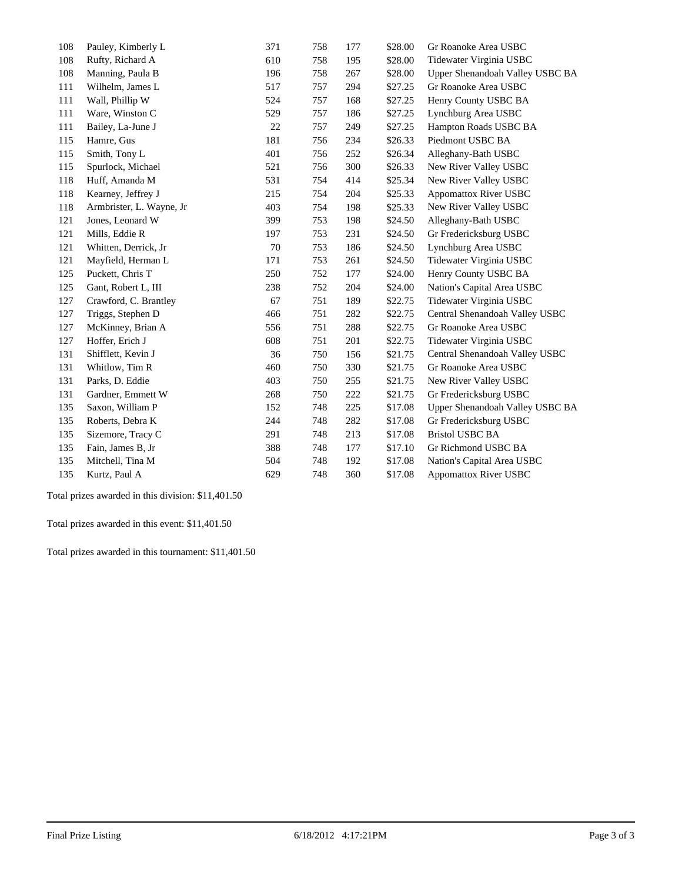| | | | | | | |
|---|---|---|---|---|---|---|
| 108 | Pauley, Kimberly L | 371 | 758 | 177 | $28.00 | Gr Roanoke Area USBC |
| 108 | Rufty, Richard A | 610 | 758 | 195 | $28.00 | Tidewater Virginia USBC |
| 108 | Manning, Paula B | 196 | 758 | 267 | $28.00 | Upper Shenandoah Valley USBC BA |
| 111 | Wilhelm, James L | 517 | 757 | 294 | $27.25 | Gr Roanoke Area USBC |
| 111 | Wall, Phillip W | 524 | 757 | 168 | $27.25 | Henry County USBC BA |
| 111 | Ware, Winston C | 529 | 757 | 186 | $27.25 | Lynchburg Area USBC |
| 111 | Bailey, La-June J | 22 | 757 | 249 | $27.25 | Hampton Roads USBC BA |
| 115 | Hamre, Gus | 181 | 756 | 234 | $26.33 | Piedmont USBC BA |
| 115 | Smith, Tony L | 401 | 756 | 252 | $26.34 | Alleghany-Bath USBC |
| 115 | Spurlock, Michael | 521 | 756 | 300 | $26.33 | New River Valley USBC |
| 118 | Huff, Amanda M | 531 | 754 | 414 | $25.34 | New River Valley USBC |
| 118 | Kearney, Jeffrey J | 215 | 754 | 204 | $25.33 | Appomattox River USBC |
| 118 | Armbrister, L. Wayne, Jr | 403 | 754 | 198 | $25.33 | New River Valley USBC |
| 121 | Jones, Leonard W | 399 | 753 | 198 | $24.50 | Alleghany-Bath USBC |
| 121 | Mills, Eddie R | 197 | 753 | 231 | $24.50 | Gr Fredericksburg USBC |
| 121 | Whitten, Derrick, Jr | 70 | 753 | 186 | $24.50 | Lynchburg Area USBC |
| 121 | Mayfield, Herman L | 171 | 753 | 261 | $24.50 | Tidewater Virginia USBC |
| 125 | Puckett, Chris T | 250 | 752 | 177 | $24.00 | Henry County USBC BA |
| 125 | Gant, Robert L, III | 238 | 752 | 204 | $24.00 | Nation's Capital Area USBC |
| 127 | Crawford, C. Brantley | 67 | 751 | 189 | $22.75 | Tidewater Virginia USBC |
| 127 | Triggs, Stephen D | 466 | 751 | 282 | $22.75 | Central Shenandoah Valley USBC |
| 127 | McKinney, Brian A | 556 | 751 | 288 | $22.75 | Gr Roanoke Area USBC |
| 127 | Hoffer, Erich J | 608 | 751 | 201 | $22.75 | Tidewater Virginia USBC |
| 131 | Shifflett, Kevin J | 36 | 750 | 156 | $21.75 | Central Shenandoah Valley USBC |
| 131 | Whitlow, Tim R | 460 | 750 | 330 | $21.75 | Gr Roanoke Area USBC |
| 131 | Parks, D. Eddie | 403 | 750 | 255 | $21.75 | New River Valley USBC |
| 131 | Gardner, Emmett W | 268 | 750 | 222 | $21.75 | Gr Fredericksburg USBC |
| 135 | Saxon, William P | 152 | 748 | 225 | $17.08 | Upper Shenandoah Valley USBC BA |
| 135 | Roberts, Debra K | 244 | 748 | 282 | $17.08 | Gr Fredericksburg USBC |
| 135 | Sizemore, Tracy C | 291 | 748 | 213 | $17.08 | Bristol USBC BA |
| 135 | Fain, James B, Jr | 388 | 748 | 177 | $17.10 | Gr Richmond USBC BA |
| 135 | Mitchell, Tina M | 504 | 748 | 192 | $17.08 | Nation's Capital Area USBC |
| 135 | Kurtz, Paul A | 629 | 748 | 360 | $17.08 | Appomattox River USBC |

Total prizes awarded in this division: $11,401.50

Total prizes awarded in this event: $11,401.50

Total prizes awarded in this tournament: $11,401.50